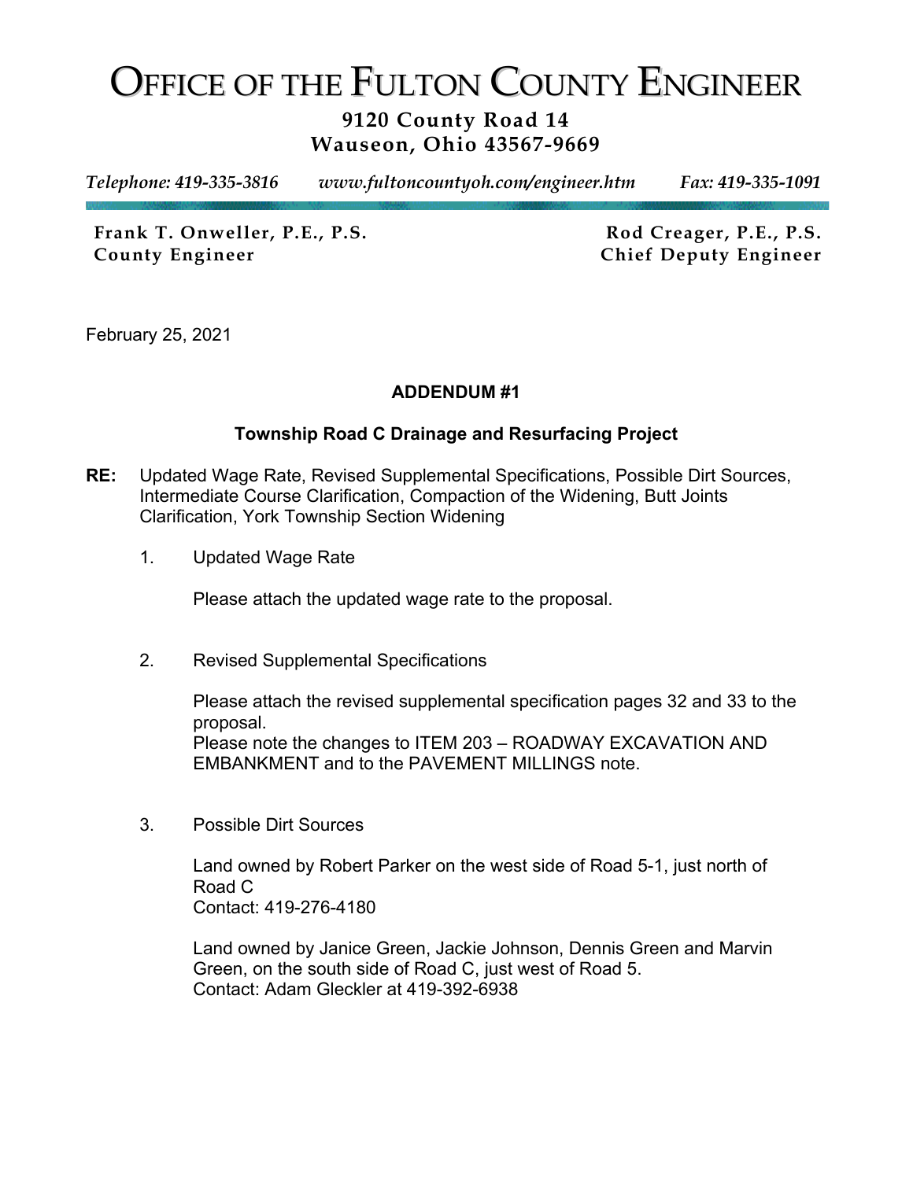# OFFICE OF THE FULTON COUNTY ENGINEER

**9120 County Road 14**
**Wauseon, Ohio 43567-9669**

*Telephone: 419-335-3816* *www.fultoncountyoh.com/engineer.htm* *Fax: 419-335-1091*

**Frank T. Onweller, P.E., P.S.**
**County Engineer**

**Rod Creager, P.E., P.S.**
**Chief Deputy Engineer**

February 25, 2021

**ADDENDUM #1**

**Township Road C Drainage and Resurfacing Project**

**RE:** Updated Wage Rate, Revised Supplemental Specifications, Possible Dirt Sources, Intermediate Course Clarification, Compaction of the Widening, Butt Joints Clarification, York Township Section Widening

1. Updated Wage Rate

   Please attach the updated wage rate to the proposal.

2. Revised Supplemental Specifications

   Please attach the revised supplemental specification pages 32 and 33 to the proposal.
   Please note the changes to ITEM 203 – ROADWAY EXCAVATION AND EMBANKMENT and to the PAVEMENT MILLINGS note.

3. Possible Dirt Sources

   Land owned by Robert Parker on the west side of Road 5-1, just north of Road C
   Contact: 419-276-4180

   Land owned by Janice Green, Jackie Johnson, Dennis Green and Marvin Green, on the south side of Road C, just west of Road 5.
   Contact: Adam Gleckler at 419-392-6938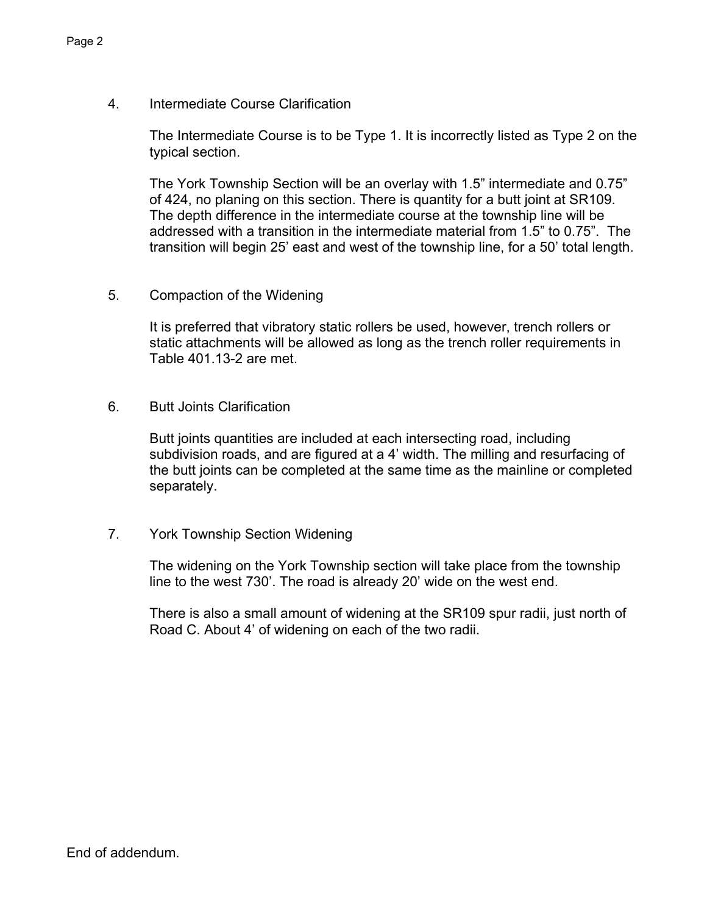4. Intermediate Course Clarification

   The Intermediate Course is to be Type 1. It is incorrectly listed as Type 2 on the typical section.

   The York Township Section will be an overlay with 1.5” intermediate and 0.75” of 424, no planing on this section. There is quantity for a butt joint at SR109. The depth difference in the intermediate course at the township line will be addressed with a transition in the intermediate material from 1.5” to 0.75”. The transition will begin 25’ east and west of the township line, for a 50’ total length.

5. Compaction of the Widening

   It is preferred that vibratory static rollers be used, however, trench rollers or static attachments will be allowed as long as the trench roller requirements in Table 401.13-2 are met.

6. Butt Joints Clarification

   Butt joints quantities are included at each intersecting road, including subdivision roads, and are figured at a 4’ width. The milling and resurfacing of the butt joints can be completed at the same time as the mainline or completed separately.

7. York Township Section Widening

   The widening on the York Township section will take place from the township line to the west 730’. The road is already 20’ wide on the west end.

   There is also a small amount of widening at the SR109 spur radii, just north of Road C. About 4’ of widening on each of the two radii.

End of addendum.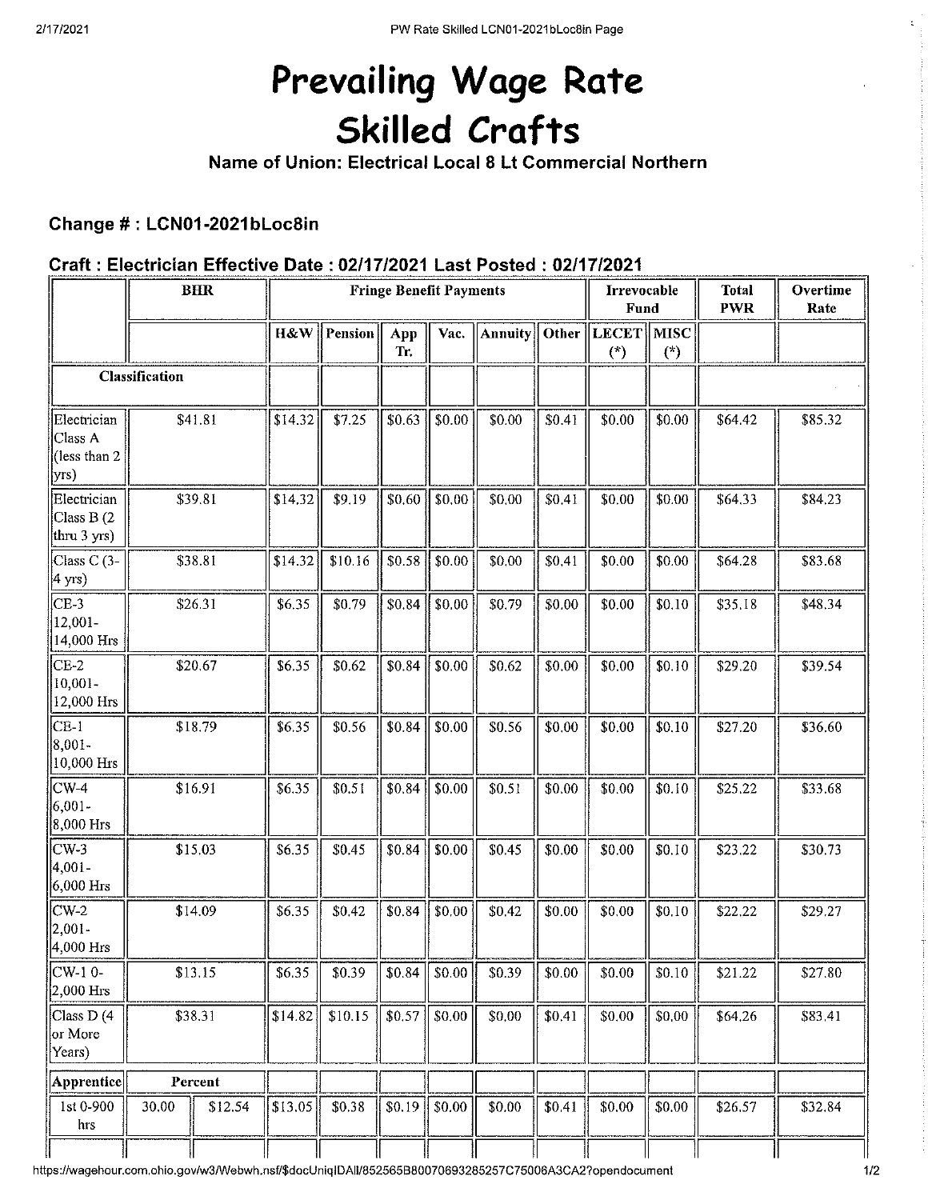# Prevailing Wage Rate
# Skilled Crafts

**Name of Union: Electrical Local 8 Lt Commercial Northern**

### Change # : LCN01-2021bLoc8in

### Craft : Electrician Effective Date : 02/17/2021 Last Posted : 02/17/2021

| | BHR | | Fringe Benefit Payments | | | | | | Irrevocable Fund | | Total PWR | Overtime Rate |
|---|---|---|---|---|---|---|---|---|---|---|---|---|
| | | | H&W | Pension | App Tr. | Vac. | Annuity | Other | LECET (*) | MISC (*) | | |
| Classification | | | | | | | | | | | | |
| Electrician Class A (less than 2 yrs) | $41.81 | | $14.32 | $7.25 | $0.63 | $0.00 | $0.00 | $0.41 | $0.00 | $0.00 | $64.42 | $85.32 |
| Electrician Class B (2 thru 3 yrs) | $39.81 | | $14.32 | $9.19 | $0.60 | $0.00 | $0.00 | $0.41 | $0.00 | $0.00 | $64.33 | $84.23 |
| Class C (3-4 yrs) | $38.81 | | $14.32 | $10.16 | $0.58 | $0.00 | $0.00 | $0.41 | $0.00 | $0.00 | $64.28 | $83.68 |
| CE-3 12,001-14,000 Hrs | $26.31 | | $6.35 | $0.79 | $0.84 | $0.00 | $0.79 | $0.00 | $0.00 | $0.10 | $35.18 | $48.34 |
| CE-2 10,001-12,000 Hrs | $20.67 | | $6.35 | $0.62 | $0.84 | $0.00 | $0.62 | $0.00 | $0.00 | $0.10 | $29.20 | $39.54 |
| CE-1 8,001-10,000 Hrs | $18.79 | | $6.35 | $0.56 | $0.84 | $0.00 | $0.56 | $0.00 | $0.00 | $0.10 | $27.20 | $36.60 |
| CW-4 6,001-8,000 Hrs | $16.91 | | $6.35 | $0.51 | $0.84 | $0.00 | $0.51 | $0.00 | $0.00 | $0.10 | $25.22 | $33.68 |
| CW-3 4,001-6,000 Hrs | $15.03 | | $6.35 | $0.45 | $0.84 | $0.00 | $0.45 | $0.00 | $0.00 | $0.10 | $23.22 | $30.73 |
| CW-2 2,001-4,000 Hrs | $14.09 | | $6.35 | $0.42 | $0.84 | $0.00 | $0.42 | $0.00 | $0.00 | $0.10 | $22.22 | $29.27 |
| CW-1 0-2,000 Hrs | $13.15 | | $6.35 | $0.39 | $0.84 | $0.00 | $0.39 | $0.00 | $0.00 | $0.10 | $21.22 | $27.80 |
| Class D (4 or More Years) | $38.31 | | $14.82 | $10.15 | $0.57 | $0.00 | $0.00 | $0.41 | $0.00 | $0.00 | $64.26 | $83.41 |
| Apprentice | Percent | | | | | | | | | | | |
| 1st 0-900 hrs | 30.00 | $12.54 | $13.05 | $0.38 | $0.19 | $0.00 | $0.00 | $0.41 | $0.00 | $0.00 | $26.57 | $32.84 |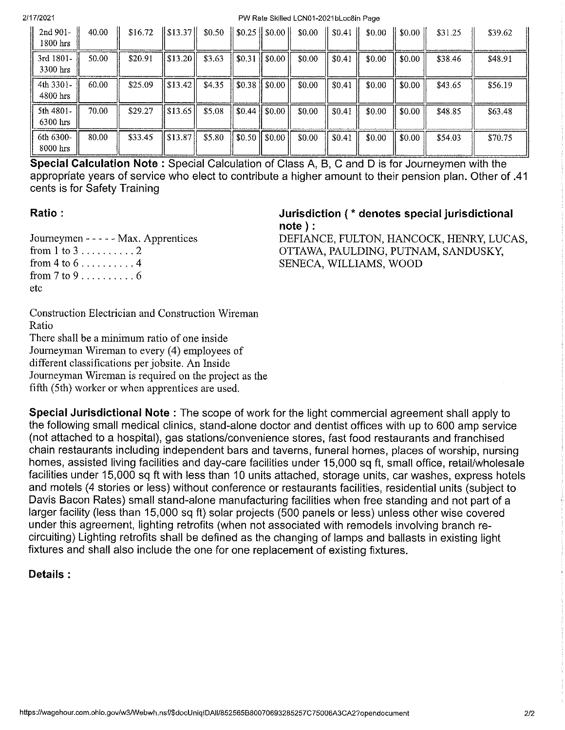| 2nd 901-1800 hrs | 40.00 | $16.72 | $13.37 | $0.50 | $0.25 | $0.00 | $0.00 | $0.41 | $0.00 | $0.00 | $31.25 | $39.62 |
|---|---|---|---|---|---|---|---|---|---|---|---|---|
| 3rd 1801-3300 hrs | 50.00 | $20.91 | $13.20 | $3.63 | $0.31 | $0.00 | $0.00 | $0.41 | $0.00 | $0.00 | $38.46 | $48.91 |
| 4th 3301-4800 hrs | 60.00 | $25.09 | $13.42 | $4.35 | $0.38 | $0.00 | $0.00 | $0.41 | $0.00 | $0.00 | $43.65 | $56.19 |
| 5th 4801-6300 hrs | 70.00 | $29.27 | $13.65 | $5.08 | $0.44 | $0.00 | $0.00 | $0.41 | $0.00 | $0.00 | $48.85 | $63.48 |
| 6th 6300-8000 hrs | 80.00 | $33.45 | $13.87 | $5.80 | $0.50 | $0.00 | $0.00 | $0.41 | $0.00 | $0.00 | $54.03 | $70.75 |

**Special Calculation Note :** Special Calculation of Class A, B, C and D is for Journeymen with the appropriate years of service who elect to contribute a higher amount to their pension plan. Other of .41 cents is for Safety Training

**Ratio :**

Journeymen - - - - - Max. Apprentices
from 1 to 3 . . . . . . . . . . 2
from 4 to 6 . . . . . . . . . . 4
from 7 to 9 . . . . . . . . . . 6
etc

Construction Electrician and Construction Wireman Ratio
There shall be a minimum ratio of one inside Journeyman Wireman to every (4) employees of different classifications per jobsite. An Inside Journeyman Wireman is required on the project as the fifth (5th) worker or when apprentices are used.

**Jurisdiction ( * denotes special jurisdictional note ) :**
DEFIANCE, FULTON, HANCOCK, HENRY, LUCAS, OTTAWA, PAULDING, PUTNAM, SANDUSKY, SENECA, WILLIAMS, WOOD

**Special Jurisdictional Note :** The scope of work for the light commercial agreement shall apply to the following small medical clinics, stand-alone doctor and dentist offices with up to 600 amp service (not attached to a hospital), gas stations/convenience stores, fast food restaurants and franchised chain restaurants including independent bars and taverns, funeral homes, places of worship, nursing homes, assisted living facilities and day-care facilities under 15,000 sq ft, small office, retail/wholesale facilities under 15,000 sq ft with less than 10 units attached, storage units, car washes, express hotels and motels (4 stories or less) without conference or restaurants facilities, residential units (subject to Davis Bacon Rates) small stand-alone manufacturing facilities when free standing and not part of a larger facility (less than 15,000 sq ft) solar projects (500 panels or less) unless other wise covered under this agreement, lighting retrofits (when not associated with remodels involving branch re-circuiting) Lighting retrofits shall be defined as the changing of lamps and ballasts in existing light fixtures and shall also include the one for one replacement of existing fixtures.

**Details :**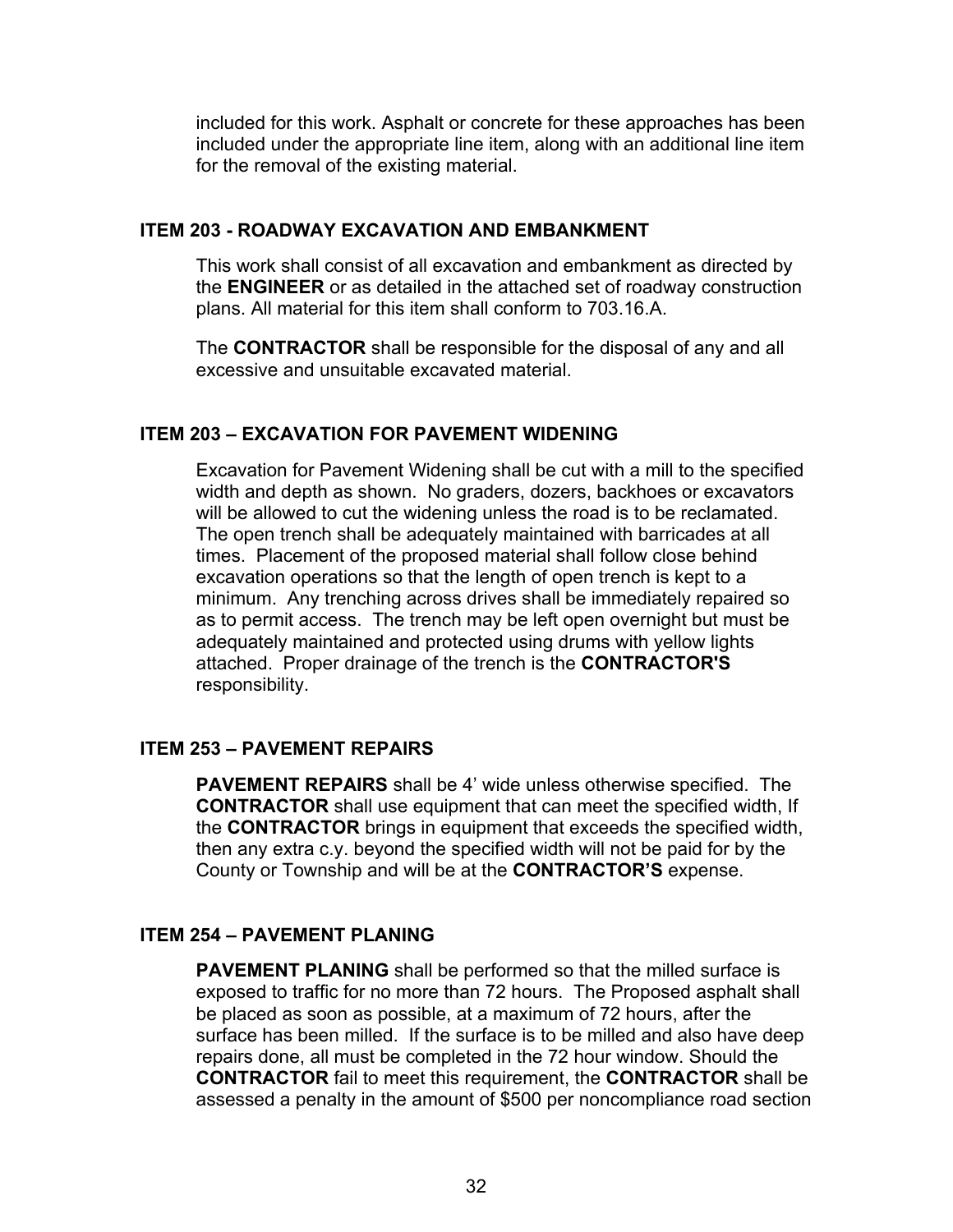included for this work. Asphalt or concrete for these approaches has been included under the appropriate line item, along with an additional line item for the removal of the existing material.

### ITEM 203 - ROADWAY EXCAVATION AND EMBANKMENT

This work shall consist of all excavation and embankment as directed by the **ENGINEER** or as detailed in the attached set of roadway construction plans. All material for this item shall conform to 703.16.A.

The **CONTRACTOR** shall be responsible for the disposal of any and all excessive and unsuitable excavated material.

### ITEM 203 – EXCAVATION FOR PAVEMENT WIDENING

Excavation for Pavement Widening shall be cut with a mill to the specified width and depth as shown. No graders, dozers, backhoes or excavators will be allowed to cut the widening unless the road is to be reclamated. The open trench shall be adequately maintained with barricades at all times. Placement of the proposed material shall follow close behind excavation operations so that the length of open trench is kept to a minimum. Any trenching across drives shall be immediately repaired so as to permit access. The trench may be left open overnight but must be adequately maintained and protected using drums with yellow lights attached. Proper drainage of the trench is the **CONTRACTOR'S** responsibility.

### ITEM 253 – PAVEMENT REPAIRS

**PAVEMENT REPAIRS** shall be 4' wide unless otherwise specified. The **CONTRACTOR** shall use equipment that can meet the specified width, If the **CONTRACTOR** brings in equipment that exceeds the specified width, then any extra c.y. beyond the specified width will not be paid for by the County or Township and will be at the **CONTRACTOR'S** expense.

### ITEM 254 – PAVEMENT PLANING

**PAVEMENT PLANING** shall be performed so that the milled surface is exposed to traffic for no more than 72 hours. The Proposed asphalt shall be placed as soon as possible, at a maximum of 72 hours, after the surface has been milled. If the surface is to be milled and also have deep repairs done, all must be completed in the 72 hour window. Should the **CONTRACTOR** fail to meet this requirement, the **CONTRACTOR** shall be assessed a penalty in the amount of $500 per noncompliance road section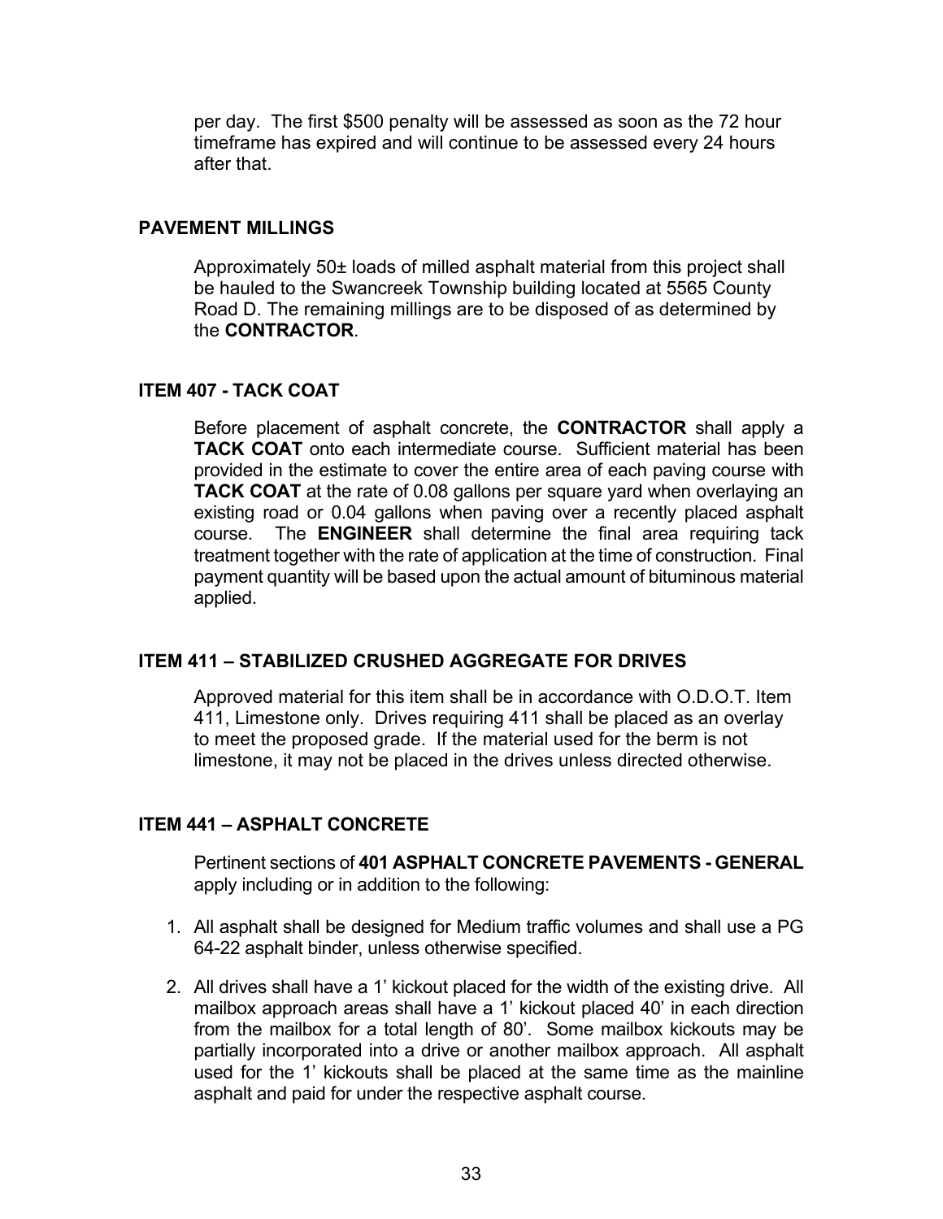per day. The first $500 penalty will be assessed as soon as the 72 hour timeframe has expired and will continue to be assessed every 24 hours after that.

## PAVEMENT MILLINGS

Approximately 50± loads of milled asphalt material from this project shall be hauled to the Swancreek Township building located at 5565 County Road D. The remaining millings are to be disposed of as determined by the **CONTRACTOR**.

## ITEM 407 - TACK COAT

Before placement of asphalt concrete, the **CONTRACTOR** shall apply a **TACK COAT** onto each intermediate course. Sufficient material has been provided in the estimate to cover the entire area of each paving course with **TACK COAT** at the rate of 0.08 gallons per square yard when overlaying an existing road or 0.04 gallons when paving over a recently placed asphalt course. The **ENGINEER** shall determine the final area requiring tack treatment together with the rate of application at the time of construction. Final payment quantity will be based upon the actual amount of bituminous material applied.

## ITEM 411 – STABILIZED CRUSHED AGGREGATE FOR DRIVES

Approved material for this item shall be in accordance with O.D.O.T. Item 411, Limestone only. Drives requiring 411 shall be placed as an overlay to meet the proposed grade. If the material used for the berm is not limestone, it may not be placed in the drives unless directed otherwise.

## ITEM 441 – ASPHALT CONCRETE

Pertinent sections of **401 ASPHALT CONCRETE PAVEMENTS - GENERAL** apply including or in addition to the following:

1. All asphalt shall be designed for Medium traffic volumes and shall use a PG 64-22 asphalt binder, unless otherwise specified.
2. All drives shall have a 1' kickout placed for the width of the existing drive. All mailbox approach areas shall have a 1' kickout placed 40' in each direction from the mailbox for a total length of 80'. Some mailbox kickouts may be partially incorporated into a drive or another mailbox approach. All asphalt used for the 1' kickouts shall be placed at the same time as the mainline asphalt and paid for under the respective asphalt course.